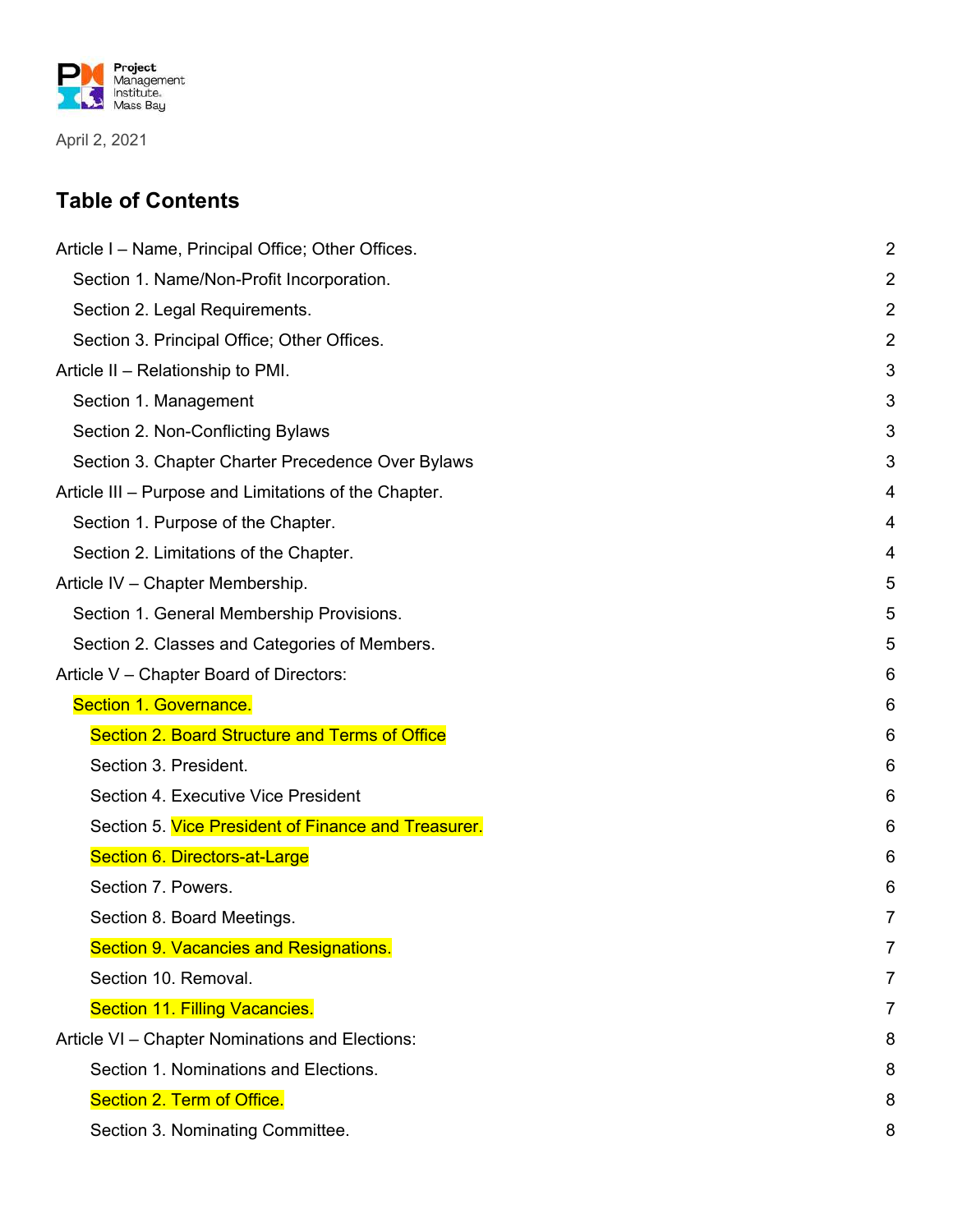Project Management Institute. Mass Bay

April 2, 2021

## Table of Contents

Article I – Name, Principal Office; Other Offices. 2

- Section 1. Name/Non-Profit Incorporation. 2
- Section 2. Legal Requirements. 2
- Section 3. Principal Office; Other Offices. 2

Article II – Relationship to PMI. 3

- Section 1. Management 3
- Section 2. Non-Conflicting Bylaws 3
- Section 3. Chapter Charter Precedence Over Bylaws 3

Article III – Purpose and Limitations of the Chapter. 4

- Section 1. Purpose of the Chapter. 4
- Section 2. Limitations of the Chapter. 4

Article IV – Chapter Membership. 5

- Section 1. General Membership Provisions. 5
- Section 2. Classes and Categories of Members. 5

Article V – Chapter Board of Directors: 6

- Section 1. Governance. 6
  - Section 2. Board Structure and Terms of Office 6
  - Section 3. President. 6
  - Section 4. Executive Vice President 6
  - Section 5. Vice President of Finance and Treasurer. 6
  - Section 6. Directors-at-Large 6
  - Section 7. Powers. 6
  - Section 8. Board Meetings. 7
  - Section 9. Vacancies and Resignations. 7
  - Section 10. Removal. 7
  - Section 11. Filling Vacancies. 7

Article VI – Chapter Nominations and Elections: 8

- Section 1. Nominations and Elections. 8
- Section 2. Term of Office. 8
- Section 3. Nominating Committee. 8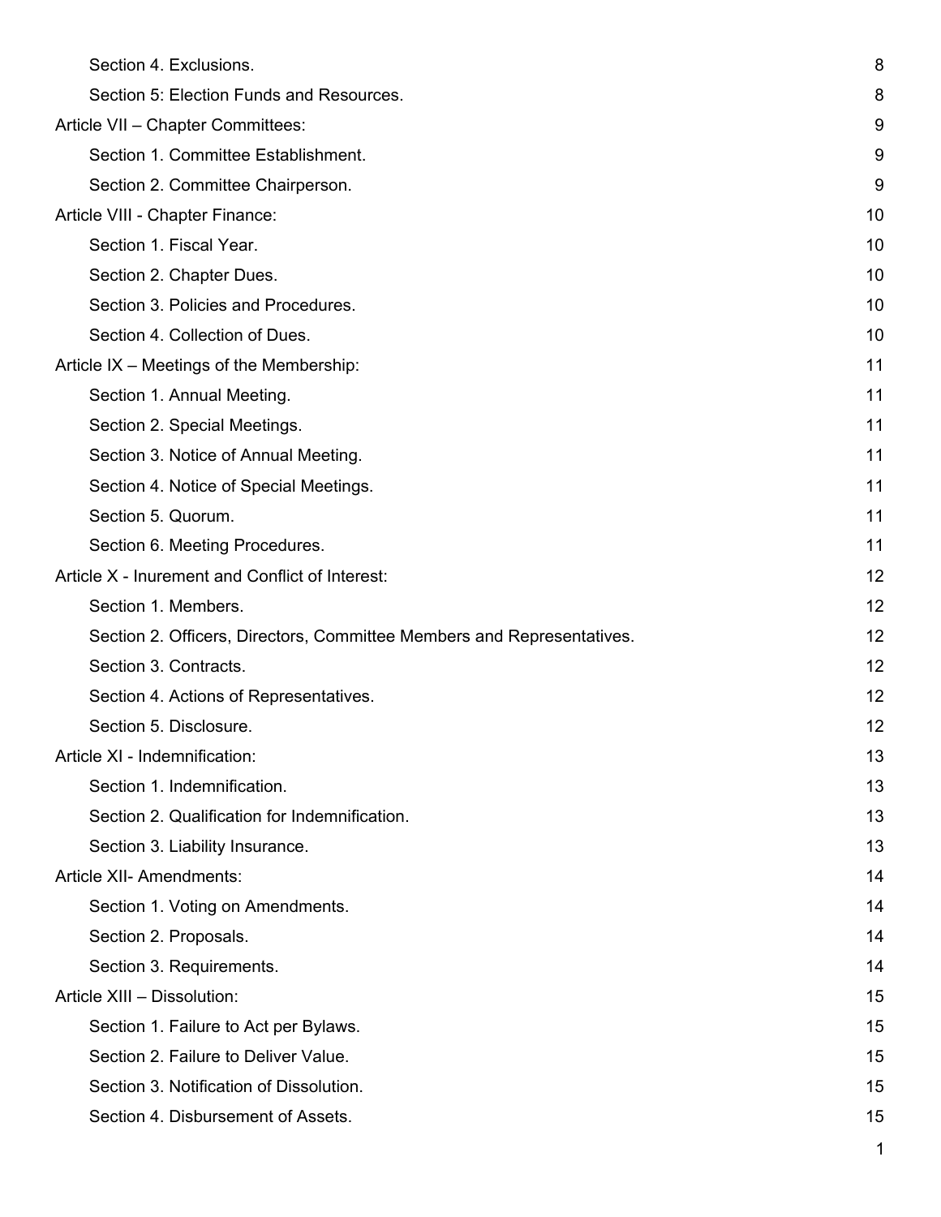Section 4. Exclusions. 8

Section 5: Election Funds and Resources. 8

Article VII – Chapter Committees: 9

Section 1. Committee Establishment. 9

Section 2. Committee Chairperson. 9

Article VIII - Chapter Finance: 10

Section 1. Fiscal Year. 10

Section 2. Chapter Dues. 10

Section 3. Policies and Procedures. 10

Section 4. Collection of Dues. 10

Article IX – Meetings of the Membership: 11

Section 1. Annual Meeting. 11

Section 2. Special Meetings. 11

Section 3. Notice of Annual Meeting. 11

Section 4. Notice of Special Meetings. 11

Section 5. Quorum. 11

Section 6. Meeting Procedures. 11

Article X - Inurement and Conflict of Interest: 12

Section 1. Members. 12

Section 2. Officers, Directors, Committee Members and Representatives. 12

Section 3. Contracts. 12

Section 4. Actions of Representatives. 12

Section 5. Disclosure. 12

Article XI - Indemnification: 13

Section 1. Indemnification. 13

Section 2. Qualification for Indemnification. 13

Section 3. Liability Insurance. 13

Article XII- Amendments: 14

Section 1. Voting on Amendments. 14

Section 2. Proposals. 14

Section 3. Requirements. 14

Article XIII – Dissolution: 15

Section 1. Failure to Act per Bylaws. 15

Section 2. Failure to Deliver Value. 15

Section 3. Notification of Dissolution. 15

Section 4. Disbursement of Assets. 15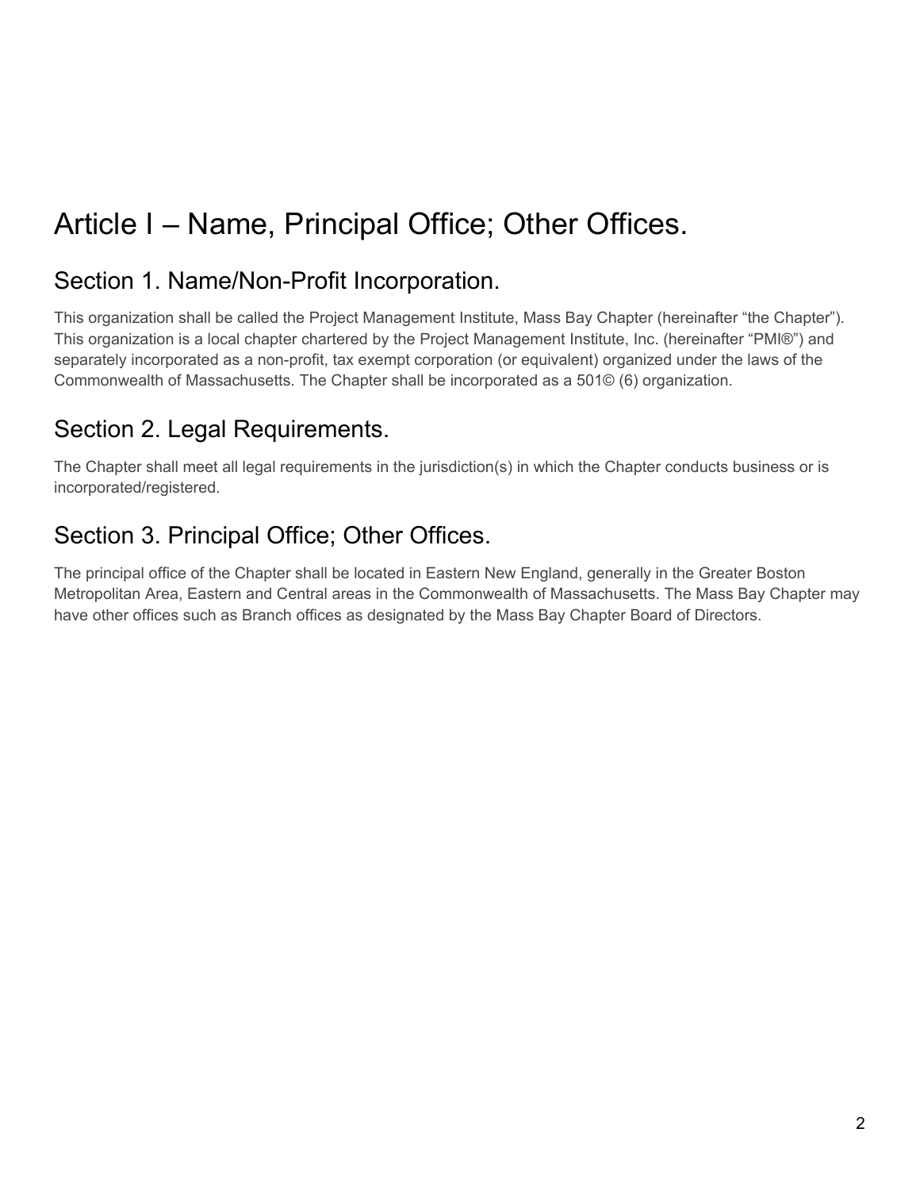# Article I – Name, Principal Office; Other Offices.

## Section 1. Name/Non-Profit Incorporation.

This organization shall be called the Project Management Institute, Mass Bay Chapter (hereinafter "the Chapter"). This organization is a local chapter chartered by the Project Management Institute, Inc. (hereinafter "PMI®") and separately incorporated as a non-profit, tax exempt corporation (or equivalent) organized under the laws of the Commonwealth of Massachusetts. The Chapter shall be incorporated as a 501© (6) organization.

## Section 2. Legal Requirements.

The Chapter shall meet all legal requirements in the jurisdiction(s) in which the Chapter conducts business or is incorporated/registered.

## Section 3. Principal Office; Other Offices.

The principal office of the Chapter shall be located in Eastern New England, generally in the Greater Boston Metropolitan Area, Eastern and Central areas in the Commonwealth of Massachusetts. The Mass Bay Chapter may have other offices such as Branch offices as designated by the Mass Bay Chapter Board of Directors.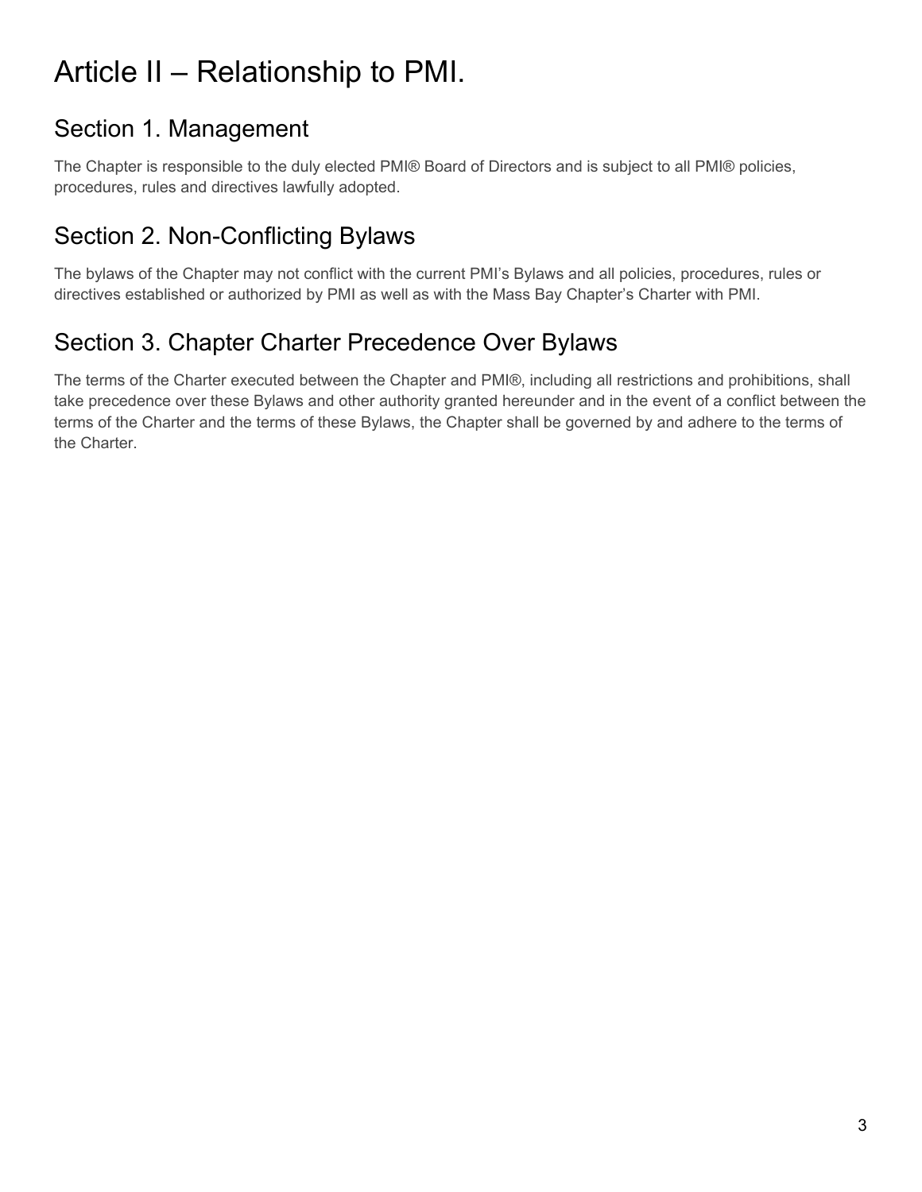# Article II – Relationship to PMI.

## Section 1. Management

The Chapter is responsible to the duly elected PMI® Board of Directors and is subject to all PMI® policies, procedures, rules and directives lawfully adopted.

## Section 2. Non-Conflicting Bylaws

The bylaws of the Chapter may not conflict with the current PMI's Bylaws and all policies, procedures, rules or directives established or authorized by PMI as well as with the Mass Bay Chapter's Charter with PMI.

## Section 3. Chapter Charter Precedence Over Bylaws

The terms of the Charter executed between the Chapter and PMI®, including all restrictions and prohibitions, shall take precedence over these Bylaws and other authority granted hereunder and in the event of a conflict between the terms of the Charter and the terms of these Bylaws, the Chapter shall be governed by and adhere to the terms of the Charter.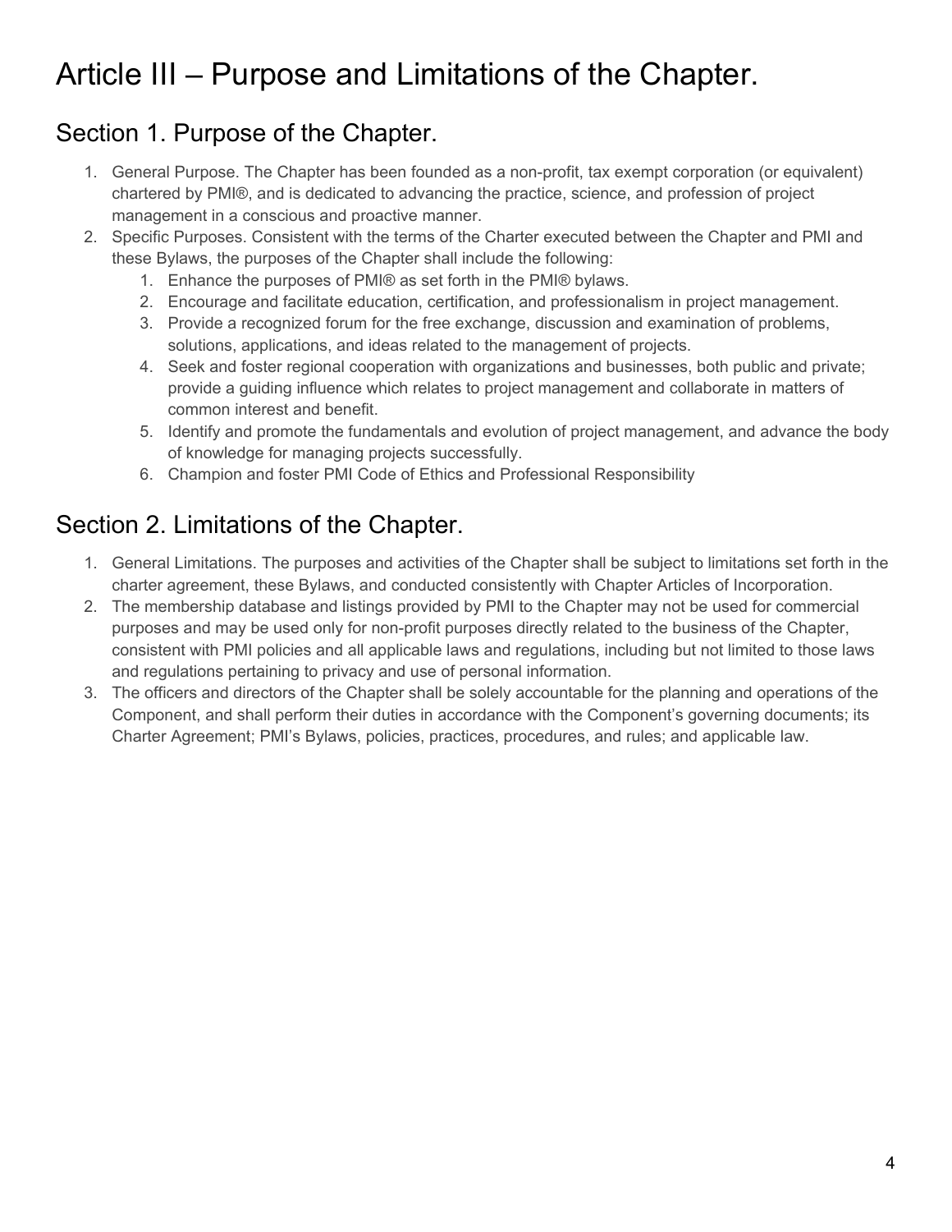# Article III – Purpose and Limitations of the Chapter.

## Section 1. Purpose of the Chapter.

1. General Purpose. The Chapter has been founded as a non-profit, tax exempt corporation (or equivalent) chartered by PMI®, and is dedicated to advancing the practice, science, and profession of project management in a conscious and proactive manner.
2. Specific Purposes. Consistent with the terms of the Charter executed between the Chapter and PMI and these Bylaws, the purposes of the Chapter shall include the following:
    1. Enhance the purposes of PMI® as set forth in the PMI® bylaws.
    2. Encourage and facilitate education, certification, and professionalism in project management.
    3. Provide a recognized forum for the free exchange, discussion and examination of problems, solutions, applications, and ideas related to the management of projects.
    4. Seek and foster regional cooperation with organizations and businesses, both public and private; provide a guiding influence which relates to project management and collaborate in matters of common interest and benefit.
    5. Identify and promote the fundamentals and evolution of project management, and advance the body of knowledge for managing projects successfully.
    6. Champion and foster PMI Code of Ethics and Professional Responsibility

## Section 2. Limitations of the Chapter.

1. General Limitations. The purposes and activities of the Chapter shall be subject to limitations set forth in the charter agreement, these Bylaws, and conducted consistently with Chapter Articles of Incorporation.
2. The membership database and listings provided by PMI to the Chapter may not be used for commercial purposes and may be used only for non-profit purposes directly related to the business of the Chapter, consistent with PMI policies and all applicable laws and regulations, including but not limited to those laws and regulations pertaining to privacy and use of personal information.
3. The officers and directors of the Chapter shall be solely accountable for the planning and operations of the Component, and shall perform their duties in accordance with the Component's governing documents; its Charter Agreement; PMI's Bylaws, policies, practices, procedures, and rules; and applicable law.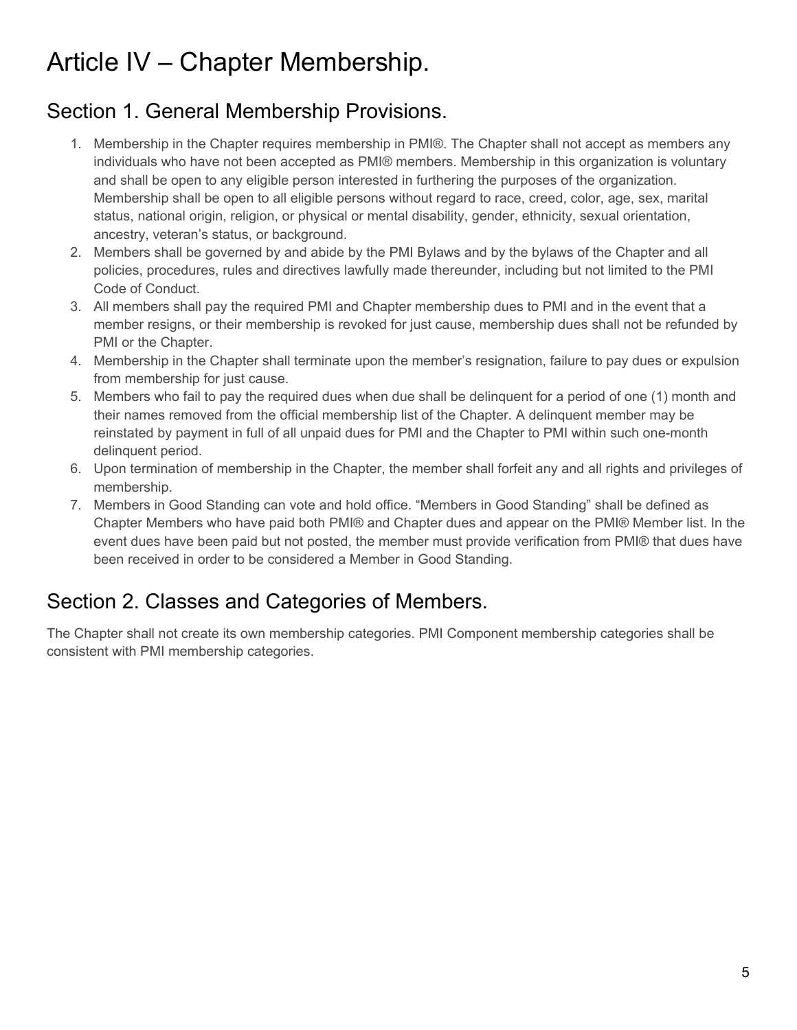# Article IV – Chapter Membership.

## Section 1. General Membership Provisions.

1. Membership in the Chapter requires membership in PMI®. The Chapter shall not accept as members any individuals who have not been accepted as PMI® members. Membership in this organization is voluntary and shall be open to any eligible person interested in furthering the purposes of the organization. Membership shall be open to all eligible persons without regard to race, creed, color, age, sex, marital status, national origin, religion, or physical or mental disability, gender, ethnicity, sexual orientation, ancestry, veteran's status, or background.
2. Members shall be governed by and abide by the PMI Bylaws and by the bylaws of the Chapter and all policies, procedures, rules and directives lawfully made thereunder, including but not limited to the PMI Code of Conduct.
3. All members shall pay the required PMI and Chapter membership dues to PMI and in the event that a member resigns, or their membership is revoked for just cause, membership dues shall not be refunded by PMI or the Chapter.
4. Membership in the Chapter shall terminate upon the member's resignation, failure to pay dues or expulsion from membership for just cause.
5. Members who fail to pay the required dues when due shall be delinquent for a period of one (1) month and their names removed from the official membership list of the Chapter. A delinquent member may be reinstated by payment in full of all unpaid dues for PMI and the Chapter to PMI within such one-month delinquent period.
6. Upon termination of membership in the Chapter, the member shall forfeit any and all rights and privileges of membership.
7. Members in Good Standing can vote and hold office. "Members in Good Standing" shall be defined as Chapter Members who have paid both PMI® and Chapter dues and appear on the PMI® Member list. In the event dues have been paid but not posted, the member must provide verification from PMI® that dues have been received in order to be considered a Member in Good Standing.

## Section 2. Classes and Categories of Members.

The Chapter shall not create its own membership categories. PMI Component membership categories shall be consistent with PMI membership categories.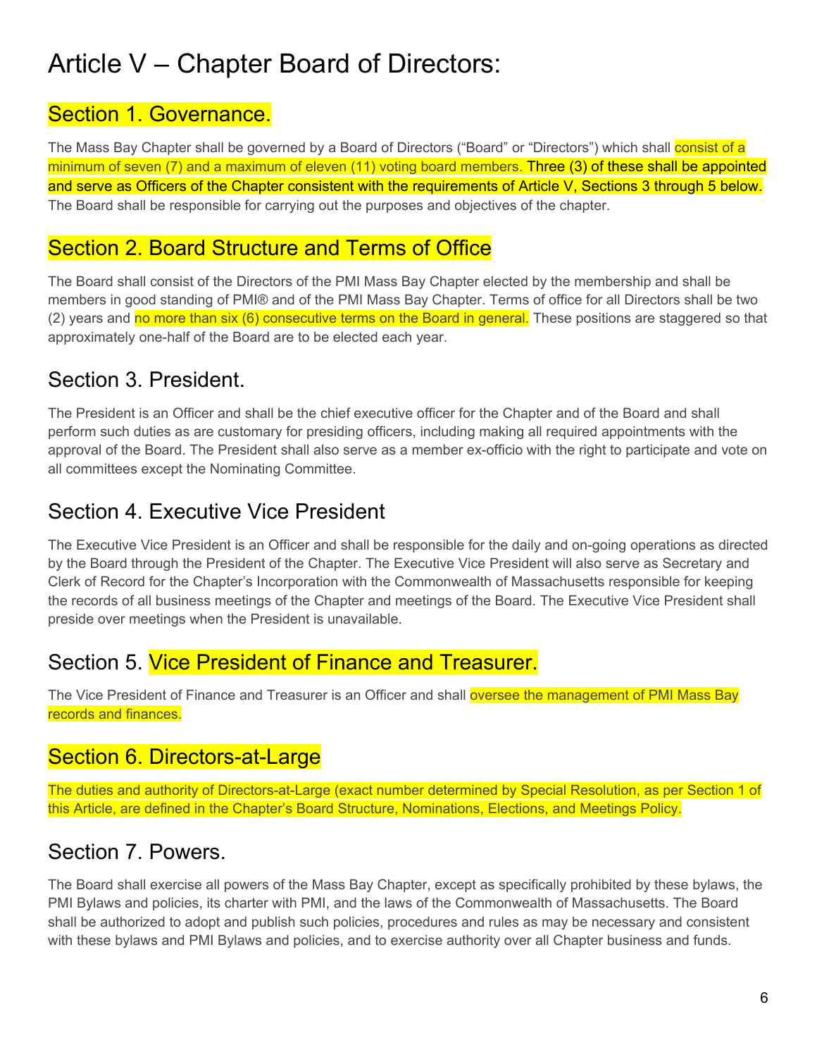# Article V – Chapter Board of Directors:

## Section 1. Governance.

The Mass Bay Chapter shall be governed by a Board of Directors ("Board" or "Directors") which shall consist of a minimum of seven (7) and a maximum of eleven (11) voting board members. Three (3) of these shall be appointed and serve as Officers of the Chapter consistent with the requirements of Article V, Sections 3 through 5 below. The Board shall be responsible for carrying out the purposes and objectives of the chapter.

## Section 2. Board Structure and Terms of Office

The Board shall consist of the Directors of the PMI Mass Bay Chapter elected by the membership and shall be members in good standing of PMI® and of the PMI Mass Bay Chapter. Terms of office for all Directors shall be two (2) years and no more than six (6) consecutive terms on the Board in general. These positions are staggered so that approximately one-half of the Board are to be elected each year.

## Section 3. President.

The President is an Officer and shall be the chief executive officer for the Chapter and of the Board and shall perform such duties as are customary for presiding officers, including making all required appointments with the approval of the Board. The President shall also serve as a member ex-officio with the right to participate and vote on all committees except the Nominating Committee.

## Section 4. Executive Vice President

The Executive Vice President is an Officer and shall be responsible for the daily and on-going operations as directed by the Board through the President of the Chapter. The Executive Vice President will also serve as Secretary and Clerk of Record for the Chapter's Incorporation with the Commonwealth of Massachusetts responsible for keeping the records of all business meetings of the Chapter and meetings of the Board. The Executive Vice President shall preside over meetings when the President is unavailable.

## Section 5. Vice President of Finance and Treasurer.

The Vice President of Finance and Treasurer is an Officer and shall oversee the management of PMI Mass Bay records and finances.

## Section 6. Directors-at-Large

The duties and authority of Directors-at-Large (exact number determined by Special Resolution, as per Section 1 of this Article, are defined in the Chapter's Board Structure, Nominations, Elections, and Meetings Policy.

## Section 7. Powers.

The Board shall exercise all powers of the Mass Bay Chapter, except as specifically prohibited by these bylaws, the PMI Bylaws and policies, its charter with PMI, and the laws of the Commonwealth of Massachusetts. The Board shall be authorized to adopt and publish such policies, procedures and rules as may be necessary and consistent with these bylaws and PMI Bylaws and policies, and to exercise authority over all Chapter business and funds.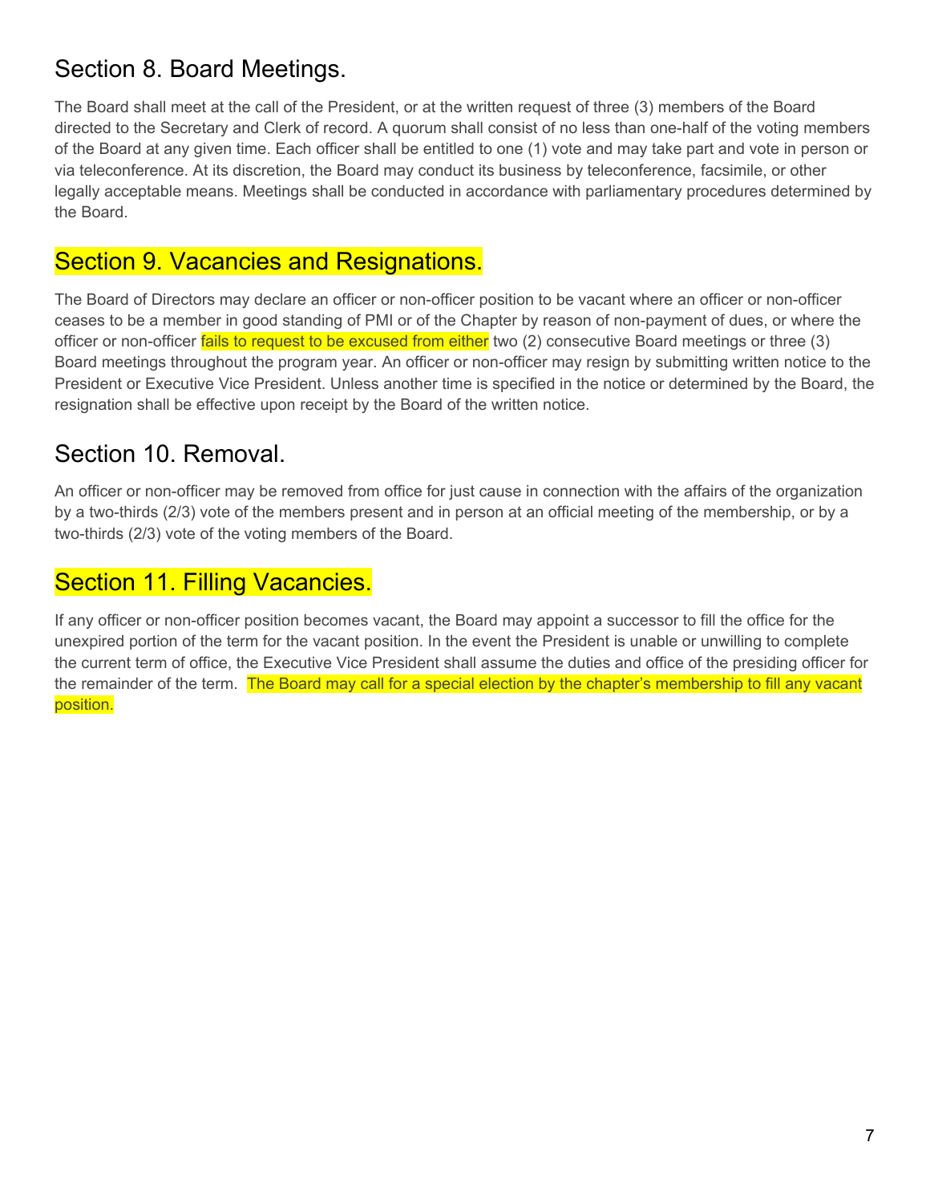## Section 8. Board Meetings.

The Board shall meet at the call of the President, or at the written request of three (3) members of the Board directed to the Secretary and Clerk of record. A quorum shall consist of no less than one-half of the voting members of the Board at any given time. Each officer shall be entitled to one (1) vote and may take part and vote in person or via teleconference. At its discretion, the Board may conduct its business by teleconference, facsimile, or other legally acceptable means. Meetings shall be conducted in accordance with parliamentary procedures determined by the Board.

## Section 9. Vacancies and Resignations.

The Board of Directors may declare an officer or non-officer position to be vacant where an officer or non-officer ceases to be a member in good standing of PMI or of the Chapter by reason of non-payment of dues, or where the officer or non-officer fails to request to be excused from either two (2) consecutive Board meetings or three (3) Board meetings throughout the program year. An officer or non-officer may resign by submitting written notice to the President or Executive Vice President. Unless another time is specified in the notice or determined by the Board, the resignation shall be effective upon receipt by the Board of the written notice.

## Section 10. Removal.

An officer or non-officer may be removed from office for just cause in connection with the affairs of the organization by a two-thirds (2/3) vote of the members present and in person at an official meeting of the membership, or by a two-thirds (2/3) vote of the voting members of the Board.

## Section 11. Filling Vacancies.

If any officer or non-officer position becomes vacant, the Board may appoint a successor to fill the office for the unexpired portion of the term for the vacant position. In the event the President is unable or unwilling to complete the current term of office, the Executive Vice President shall assume the duties and office of the presiding officer for the remainder of the term. The Board may call for a special election by the chapter's membership to fill any vacant position.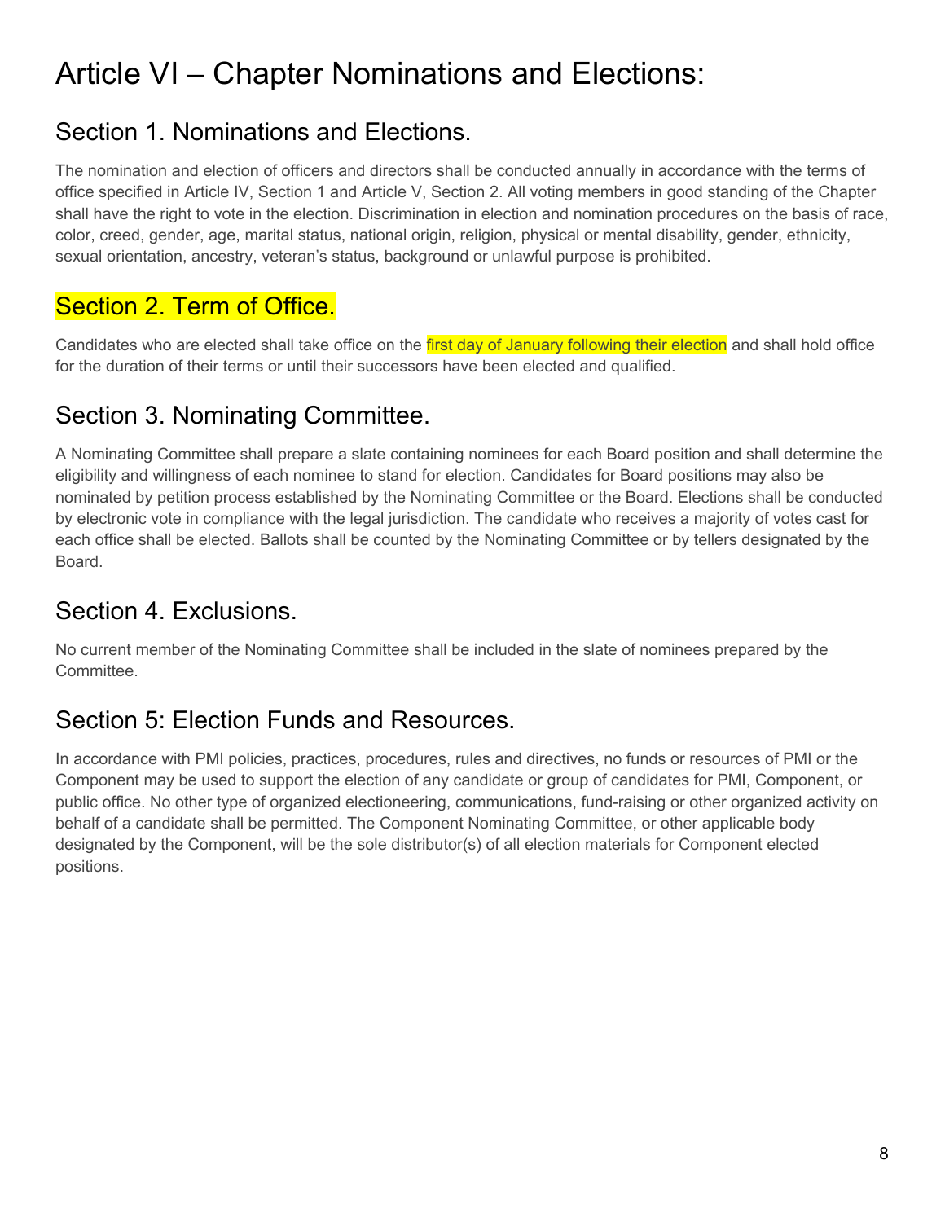# Article VI – Chapter Nominations and Elections:

## Section 1. Nominations and Elections.

The nomination and election of officers and directors shall be conducted annually in accordance with the terms of office specified in Article IV, Section 1 and Article V, Section 2. All voting members in good standing of the Chapter shall have the right to vote in the election. Discrimination in election and nomination procedures on the basis of race, color, creed, gender, age, marital status, national origin, religion, physical or mental disability, gender, ethnicity, sexual orientation, ancestry, veteran's status, background or unlawful purpose is prohibited.

## Section 2. Term of Office.

Candidates who are elected shall take office on the first day of January following their election and shall hold office for the duration of their terms or until their successors have been elected and qualified.

## Section 3. Nominating Committee.

A Nominating Committee shall prepare a slate containing nominees for each Board position and shall determine the eligibility and willingness of each nominee to stand for election. Candidates for Board positions may also be nominated by petition process established by the Nominating Committee or the Board. Elections shall be conducted by electronic vote in compliance with the legal jurisdiction. The candidate who receives a majority of votes cast for each office shall be elected. Ballots shall be counted by the Nominating Committee or by tellers designated by the Board.

## Section 4. Exclusions.

No current member of the Nominating Committee shall be included in the slate of nominees prepared by the Committee.

## Section 5: Election Funds and Resources.

In accordance with PMI policies, practices, procedures, rules and directives, no funds or resources of PMI or the Component may be used to support the election of any candidate or group of candidates for PMI, Component, or public office. No other type of organized electioneering, communications, fund-raising or other organized activity on behalf of a candidate shall be permitted. The Component Nominating Committee, or other applicable body designated by the Component, will be the sole distributor(s) of all election materials for Component elected positions.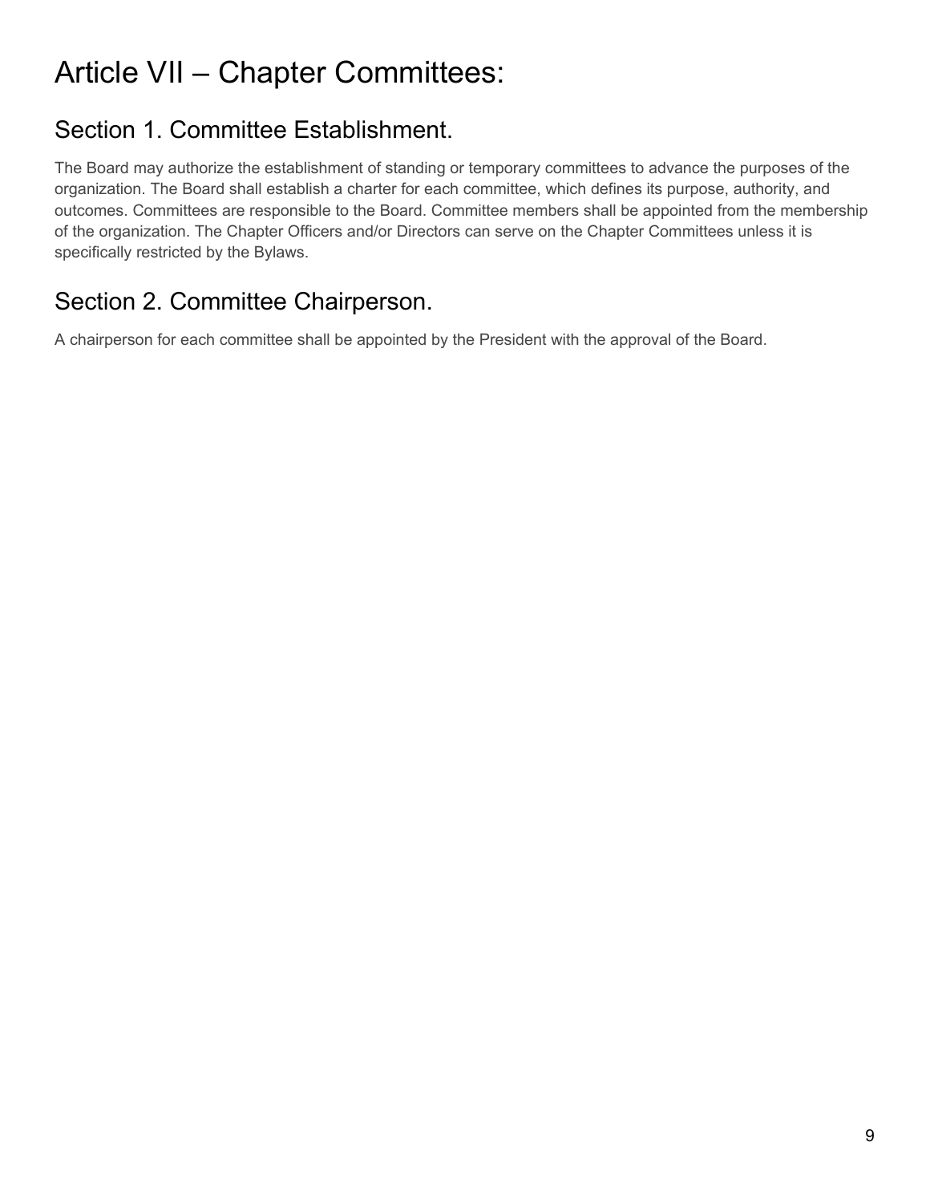# Article VII – Chapter Committees:

## Section 1. Committee Establishment.

The Board may authorize the establishment of standing or temporary committees to advance the purposes of the organization. The Board shall establish a charter for each committee, which defines its purpose, authority, and outcomes. Committees are responsible to the Board. Committee members shall be appointed from the membership of the organization. The Chapter Officers and/or Directors can serve on the Chapter Committees unless it is specifically restricted by the Bylaws.

## Section 2. Committee Chairperson.

A chairperson for each committee shall be appointed by the President with the approval of the Board.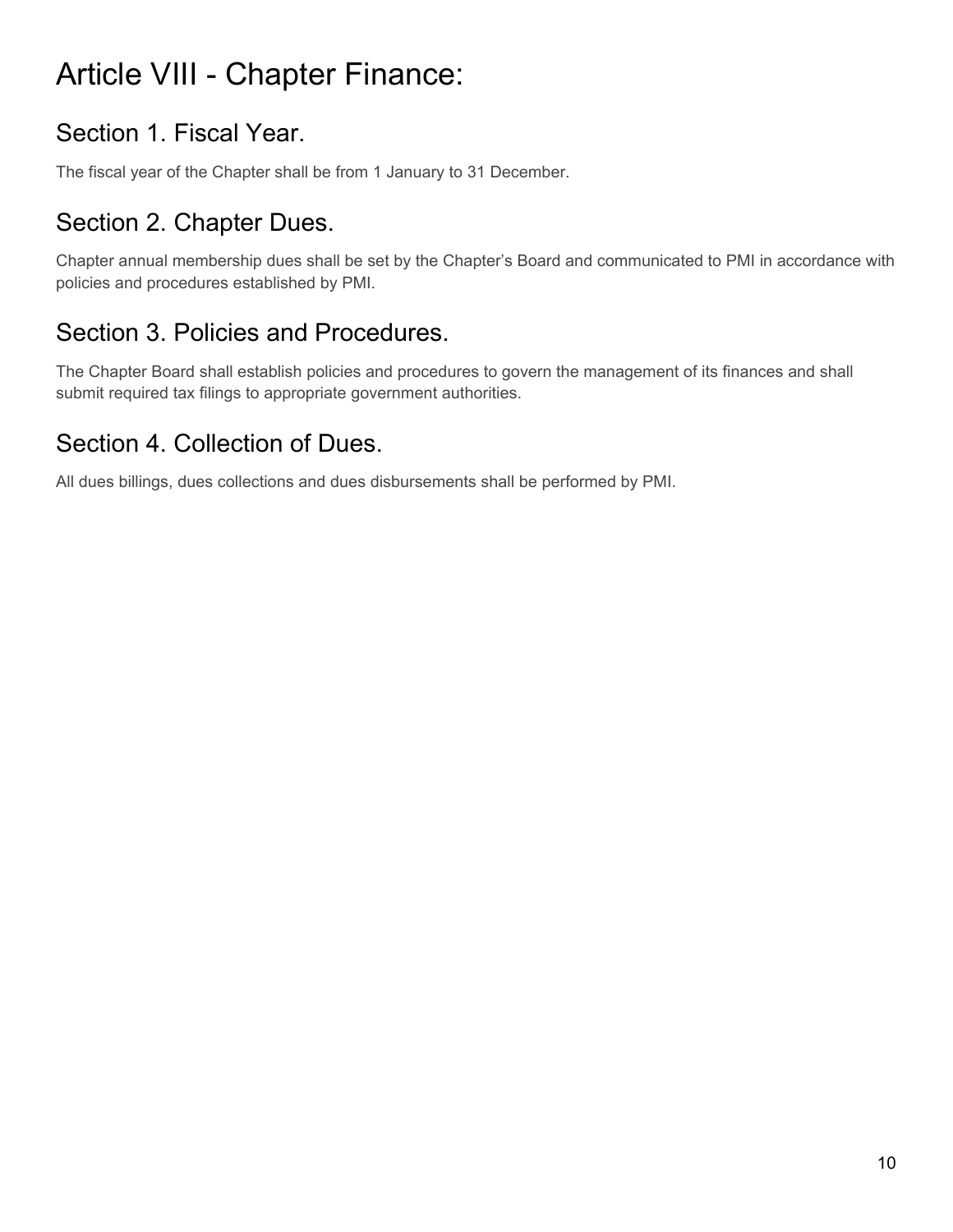# Article VIII - Chapter Finance:

## Section 1. Fiscal Year.

The fiscal year of the Chapter shall be from 1 January to 31 December.

## Section 2. Chapter Dues.

Chapter annual membership dues shall be set by the Chapter's Board and communicated to PMI in accordance with policies and procedures established by PMI.

## Section 3. Policies and Procedures.

The Chapter Board shall establish policies and procedures to govern the management of its finances and shall submit required tax filings to appropriate government authorities.

## Section 4. Collection of Dues.

All dues billings, dues collections and dues disbursements shall be performed by PMI.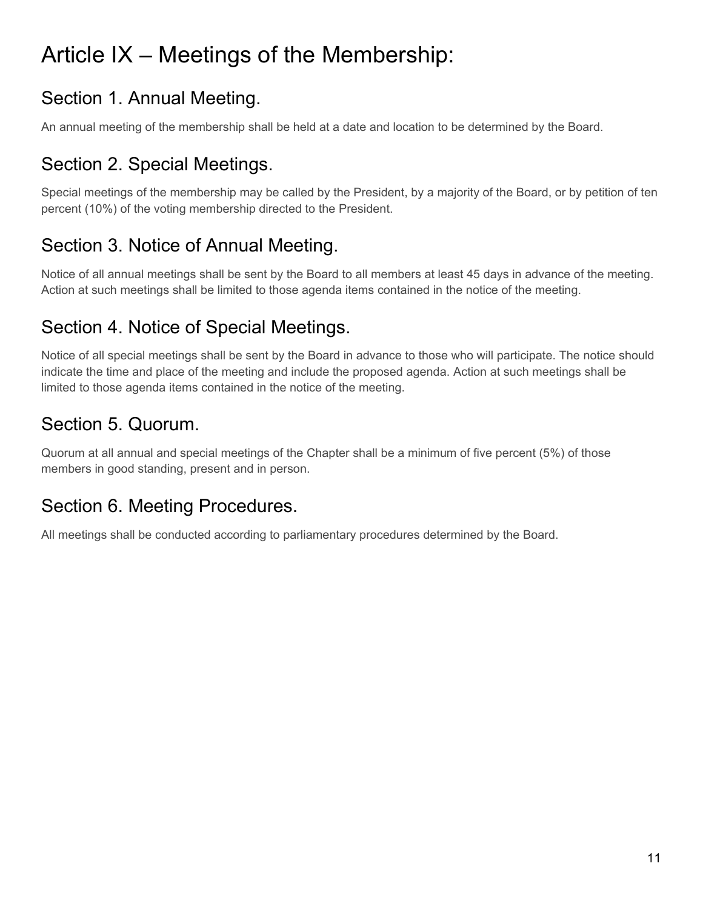# Article IX – Meetings of the Membership:

## Section 1. Annual Meeting.

An annual meeting of the membership shall be held at a date and location to be determined by the Board.

## Section 2. Special Meetings.

Special meetings of the membership may be called by the President, by a majority of the Board, or by petition of ten percent (10%) of the voting membership directed to the President.

## Section 3. Notice of Annual Meeting.

Notice of all annual meetings shall be sent by the Board to all members at least 45 days in advance of the meeting. Action at such meetings shall be limited to those agenda items contained in the notice of the meeting.

## Section 4. Notice of Special Meetings.

Notice of all special meetings shall be sent by the Board in advance to those who will participate. The notice should indicate the time and place of the meeting and include the proposed agenda. Action at such meetings shall be limited to those agenda items contained in the notice of the meeting.

## Section 5. Quorum.

Quorum at all annual and special meetings of the Chapter shall be a minimum of five percent (5%) of those members in good standing, present and in person.

## Section 6. Meeting Procedures.

All meetings shall be conducted according to parliamentary procedures determined by the Board.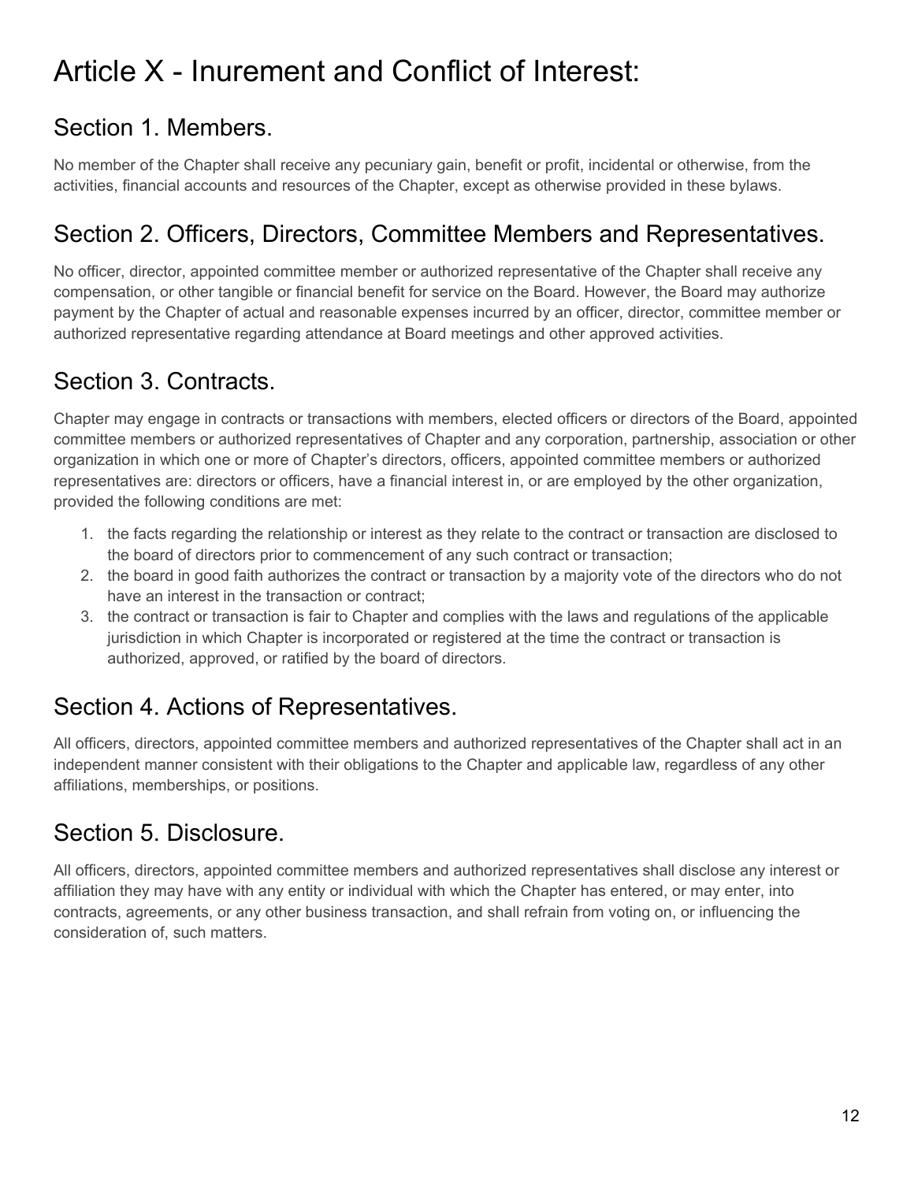# Article X - Inurement and Conflict of Interest:

## Section 1. Members.

No member of the Chapter shall receive any pecuniary gain, benefit or profit, incidental or otherwise, from the activities, financial accounts and resources of the Chapter, except as otherwise provided in these bylaws.

## Section 2. Officers, Directors, Committee Members and Representatives.

No officer, director, appointed committee member or authorized representative of the Chapter shall receive any compensation, or other tangible or financial benefit for service on the Board. However, the Board may authorize payment by the Chapter of actual and reasonable expenses incurred by an officer, director, committee member or authorized representative regarding attendance at Board meetings and other approved activities.

## Section 3. Contracts.

Chapter may engage in contracts or transactions with members, elected officers or directors of the Board, appointed committee members or authorized representatives of Chapter and any corporation, partnership, association or other organization in which one or more of Chapter's directors, officers, appointed committee members or authorized representatives are: directors or officers, have a financial interest in, or are employed by the other organization, provided the following conditions are met:

1. the facts regarding the relationship or interest as they relate to the contract or transaction are disclosed to the board of directors prior to commencement of any such contract or transaction;
2. the board in good faith authorizes the contract or transaction by a majority vote of the directors who do not have an interest in the transaction or contract;
3. the contract or transaction is fair to Chapter and complies with the laws and regulations of the applicable jurisdiction in which Chapter is incorporated or registered at the time the contract or transaction is authorized, approved, or ratified by the board of directors.

## Section 4. Actions of Representatives.

All officers, directors, appointed committee members and authorized representatives of the Chapter shall act in an independent manner consistent with their obligations to the Chapter and applicable law, regardless of any other affiliations, memberships, or positions.

## Section 5. Disclosure.

All officers, directors, appointed committee members and authorized representatives shall disclose any interest or affiliation they may have with any entity or individual with which the Chapter has entered, or may enter, into contracts, agreements, or any other business transaction, and shall refrain from voting on, or influencing the consideration of, such matters.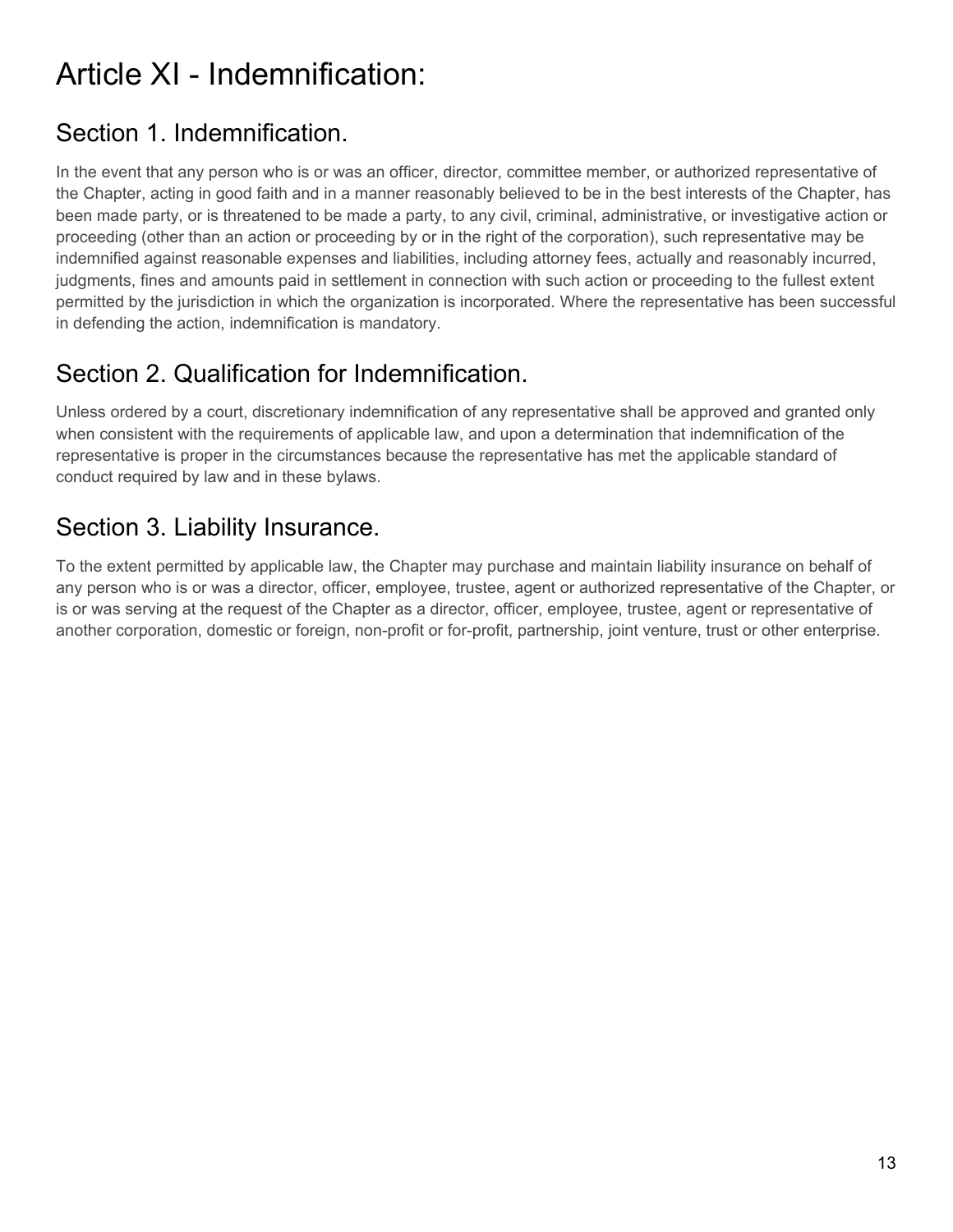# Article XI - Indemnification:

## Section 1. Indemnification.

In the event that any person who is or was an officer, director, committee member, or authorized representative of the Chapter, acting in good faith and in a manner reasonably believed to be in the best interests of the Chapter, has been made party, or is threatened to be made a party, to any civil, criminal, administrative, or investigative action or proceeding (other than an action or proceeding by or in the right of the corporation), such representative may be indemnified against reasonable expenses and liabilities, including attorney fees, actually and reasonably incurred, judgments, fines and amounts paid in settlement in connection with such action or proceeding to the fullest extent permitted by the jurisdiction in which the organization is incorporated. Where the representative has been successful in defending the action, indemnification is mandatory.

## Section 2. Qualification for Indemnification.

Unless ordered by a court, discretionary indemnification of any representative shall be approved and granted only when consistent with the requirements of applicable law, and upon a determination that indemnification of the representative is proper in the circumstances because the representative has met the applicable standard of conduct required by law and in these bylaws.

## Section 3. Liability Insurance.

To the extent permitted by applicable law, the Chapter may purchase and maintain liability insurance on behalf of any person who is or was a director, officer, employee, trustee, agent or authorized representative of the Chapter, or is or was serving at the request of the Chapter as a director, officer, employee, trustee, agent or representative of another corporation, domestic or foreign, non-profit or for-profit, partnership, joint venture, trust or other enterprise.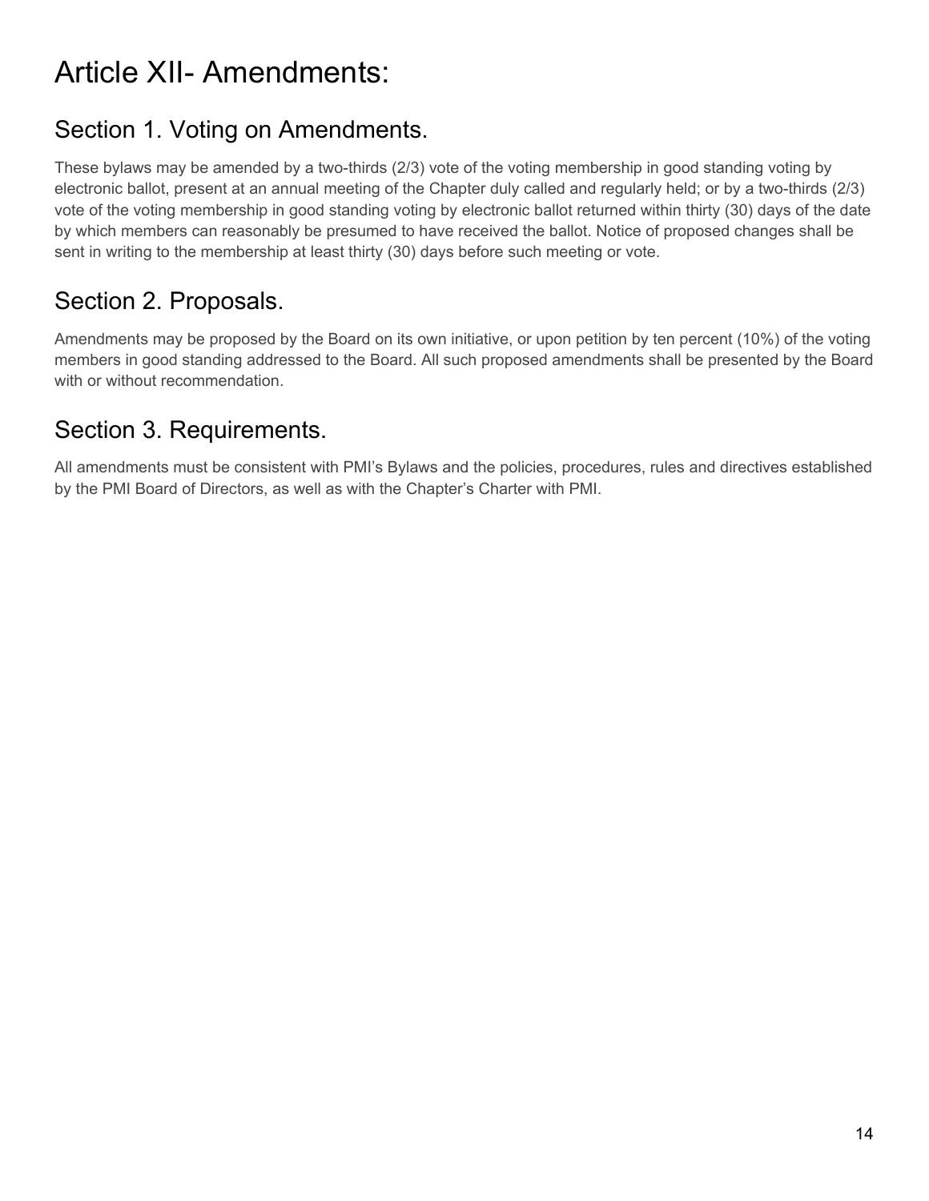# Article XII- Amendments:

## Section 1. Voting on Amendments.

These bylaws may be amended by a two-thirds (2/3) vote of the voting membership in good standing voting by electronic ballot, present at an annual meeting of the Chapter duly called and regularly held; or by a two-thirds (2/3) vote of the voting membership in good standing voting by electronic ballot returned within thirty (30) days of the date by which members can reasonably be presumed to have received the ballot. Notice of proposed changes shall be sent in writing to the membership at least thirty (30) days before such meeting or vote.

## Section 2. Proposals.

Amendments may be proposed by the Board on its own initiative, or upon petition by ten percent (10%) of the voting members in good standing addressed to the Board. All such proposed amendments shall be presented by the Board with or without recommendation.

## Section 3. Requirements.

All amendments must be consistent with PMI's Bylaws and the policies, procedures, rules and directives established by the PMI Board of Directors, as well as with the Chapter's Charter with PMI.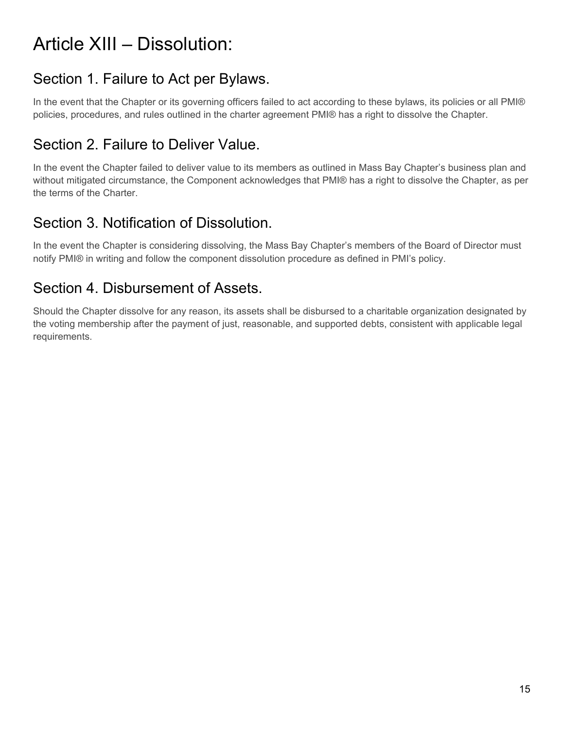# Article XIII – Dissolution:

## Section 1. Failure to Act per Bylaws.

In the event that the Chapter or its governing officers failed to act according to these bylaws, its policies or all PMI® policies, procedures, and rules outlined in the charter agreement PMI® has a right to dissolve the Chapter.

## Section 2. Failure to Deliver Value.

In the event the Chapter failed to deliver value to its members as outlined in Mass Bay Chapter's business plan and without mitigated circumstance, the Component acknowledges that PMI® has a right to dissolve the Chapter, as per the terms of the Charter.

## Section 3. Notification of Dissolution.

In the event the Chapter is considering dissolving, the Mass Bay Chapter's members of the Board of Director must notify PMI® in writing and follow the component dissolution procedure as defined in PMI's policy.

## Section 4. Disbursement of Assets.

Should the Chapter dissolve for any reason, its assets shall be disbursed to a charitable organization designated by the voting membership after the payment of just, reasonable, and supported debts, consistent with applicable legal requirements.